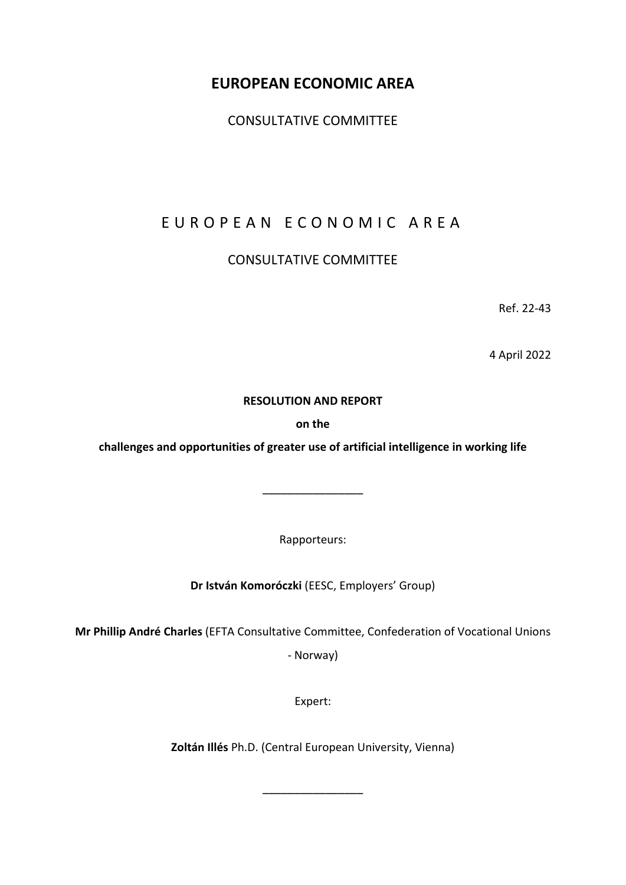# EUROPEAN ECONOMIC AREA

CONSULTATIVE COMMITTEE

# E U R O P E A N E C O N O M I C A R E A

CONSULTATIVE COMMITTEE

Ref. 22-43

4 April 2022

**RESOLUTION AND REPORT**

**on the**

**challenges and opportunities of greater use of artificial intelligence in working life**

\_\_\_\_\_\_\_\_\_\_\_\_\_\_\_\_

Rapporteurs:

**Dr István Komoróczki** (EESC, Employers' Group)

**Mr Phillip André Charles** (EFTA Consultative Committee, Confederation of Vocational Unions - Norway)

Expert:

**Zoltán Illés** Ph.D. (Central European University, Vienna)

\_\_\_\_\_\_\_\_\_\_\_\_\_\_\_\_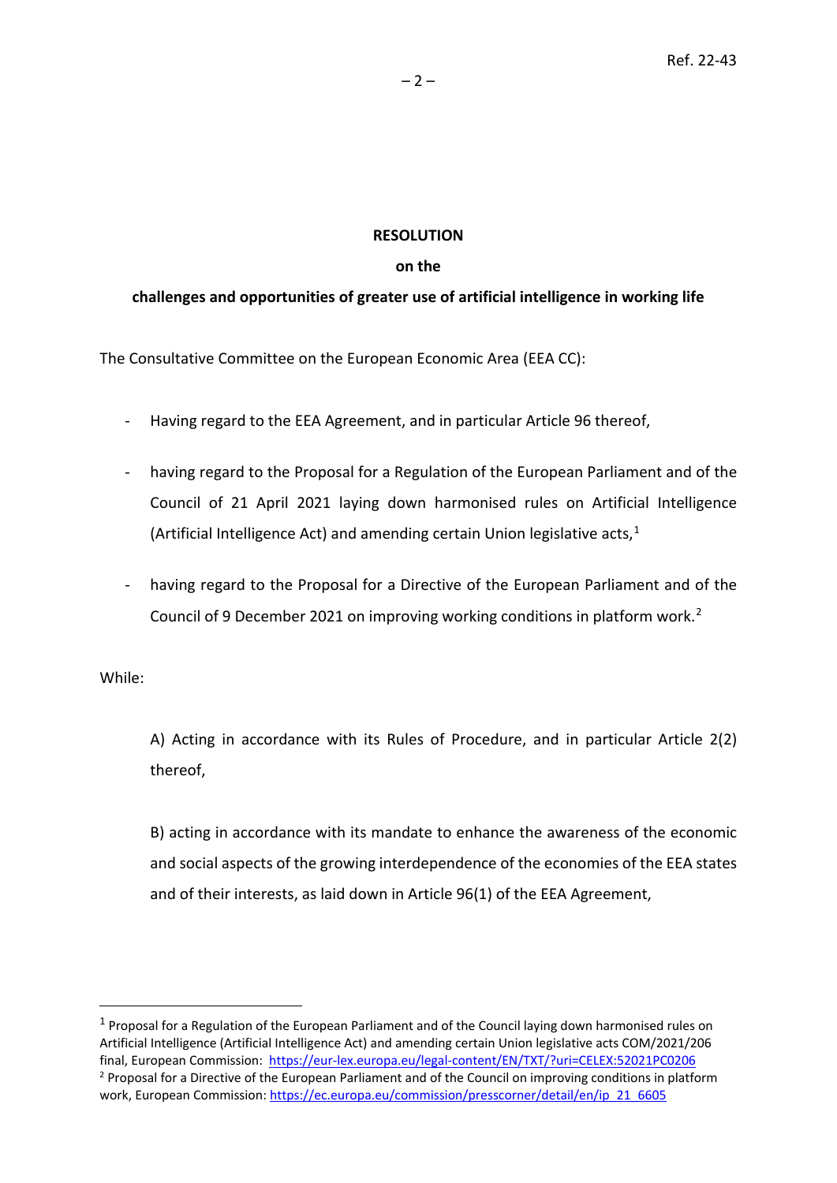**RESOLUTION**

**on the**

**challenges and opportunities of greater use of artificial intelligence in working life**

The Consultative Committee on the European Economic Area (EEA CC):

- Having regard to the EEA Agreement, and in particular Article 96 thereof,
- having regard to the Proposal for a Regulation of the European Parliament and of the Council of 21 April 2021 laying down harmonised rules on Artificial Intelligence (Artificial Intelligence Act) and amending certain Union legislative acts,[1]
- having regard to the Proposal for a Directive of the European Parliament and of the Council of 9 December 2021 on improving working conditions in platform work.[2]

While:

A) Acting in accordance with its Rules of Procedure, and in particular Article 2(2) thereof,

B) acting in accordance with its mandate to enhance the awareness of the economic and social aspects of the growing interdependence of the economies of the EEA states and of their interests, as laid down in Article 96(1) of the EEA Agreement,

---

[1] Proposal for a Regulation of the European Parliament and of the Council laying down harmonised rules on Artificial Intelligence (Artificial Intelligence Act) and amending certain Union legislative acts COM/2021/206 final, European Commission: https://eur-lex.europa.eu/legal-content/EN/TXT/?uri=CELEX:52021PC0206

[2] Proposal for a Directive of the European Parliament and of the Council on improving conditions in platform work, European Commission: https://ec.europa.eu/commission/presscorner/detail/en/ip_21_6605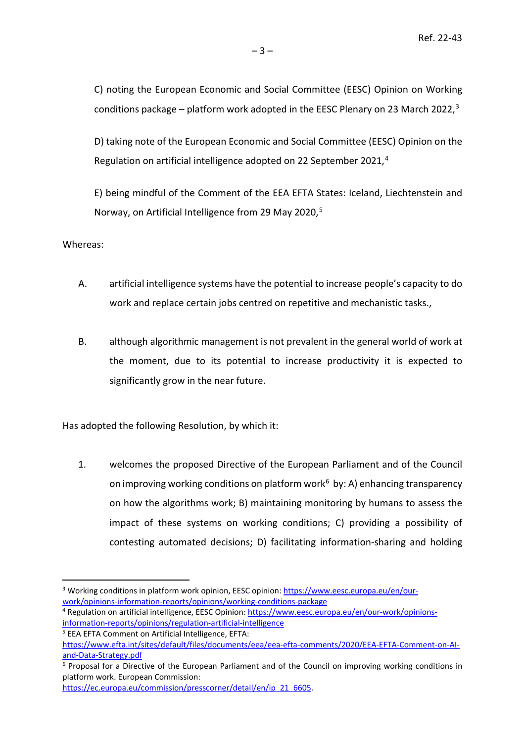C) noting the European Economic and Social Committee (EESC) Opinion on Working conditions package – platform work adopted in the EESC Plenary on 23 March 2022,[3]

D) taking note of the European Economic and Social Committee (EESC) Opinion on the Regulation on artificial intelligence adopted on 22 September 2021,[4]

E) being mindful of the Comment of the EEA EFTA States: Iceland, Liechtenstein and Norway, on Artificial Intelligence from 29 May 2020,[5]

Whereas:

A. artificial intelligence systems have the potential to increase people's capacity to do work and replace certain jobs centred on repetitive and mechanistic tasks.,

B. although algorithmic management is not prevalent in the general world of work at the moment, due to its potential to increase productivity it is expected to significantly grow in the near future.

Has adopted the following Resolution, by which it:

1. welcomes the proposed Directive of the European Parliament and of the Council on improving working conditions on platform work[6] by: A) enhancing transparency on how the algorithms work; B) maintaining monitoring by humans to assess the impact of these systems on working conditions; C) providing a possibility of contesting automated decisions; D) facilitating information-sharing and holding

---

[3] Working conditions in platform work opinion, EESC opinion: https://www.eesc.europa.eu/en/our-work/opinions-information-reports/opinions/working-conditions-package

[4] Regulation on artificial intelligence, EESC Opinion: https://www.eesc.europa.eu/en/our-work/opinions-information-reports/opinions/regulation-artificial-intelligence

[5] EEA EFTA Comment on Artificial Intelligence, EFTA: https://www.efta.int/sites/default/files/documents/eea/eea-efta-comments/2020/EEA-EFTA-Comment-on-AI-and-Data-Strategy.pdf

[6] Proposal for a Directive of the European Parliament and of the Council on improving working conditions in platform work. European Commission: https://ec.europa.eu/commission/presscorner/detail/en/ip_21_6605.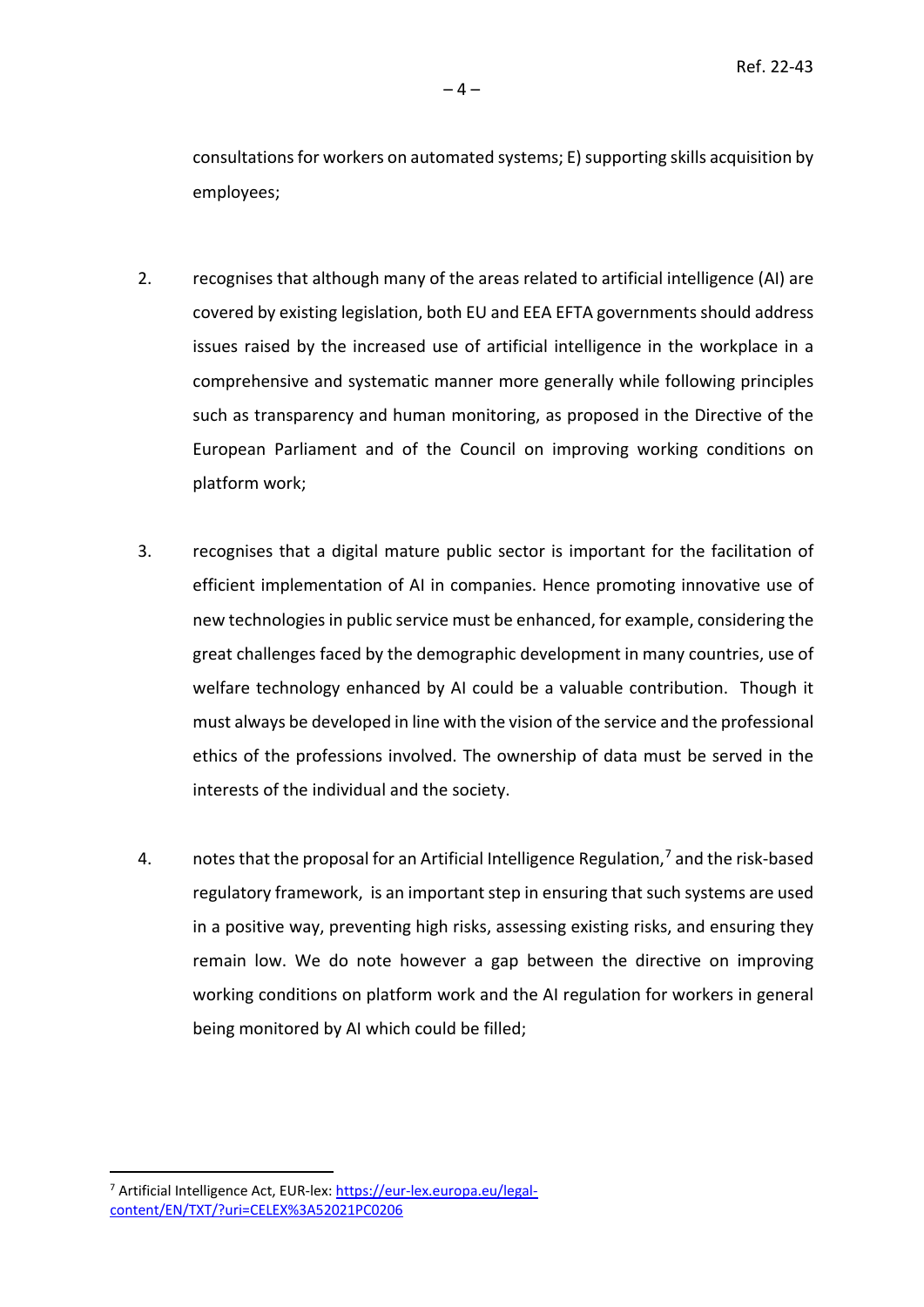consultations for workers on automated systems; E) supporting skills acquisition by employees;

2. recognises that although many of the areas related to artificial intelligence (AI) are covered by existing legislation, both EU and EEA EFTA governments should address issues raised by the increased use of artificial intelligence in the workplace in a comprehensive and systematic manner more generally while following principles such as transparency and human monitoring, as proposed in the Directive of the European Parliament and of the Council on improving working conditions on platform work;

3. recognises that a digital mature public sector is important for the facilitation of efficient implementation of AI in companies. Hence promoting innovative use of new technologies in public service must be enhanced, for example, considering the great challenges faced by the demographic development in many countries, use of welfare technology enhanced by AI could be a valuable contribution. Though it must always be developed in line with the vision of the service and the professional ethics of the professions involved. The ownership of data must be served in the interests of the individual and the society.

4. notes that the proposal for an Artificial Intelligence Regulation,[7] and the risk-based regulatory framework, is an important step in ensuring that such systems are used in a positive way, preventing high risks, assessing existing risks, and ensuring they remain low. We do note however a gap between the directive on improving working conditions on platform work and the AI regulation for workers in general being monitored by AI which could be filled;

---

[7] Artificial Intelligence Act, EUR-lex: https://eur-lex.europa.eu/legal-content/EN/TXT/?uri=CELEX%3A52021PC0206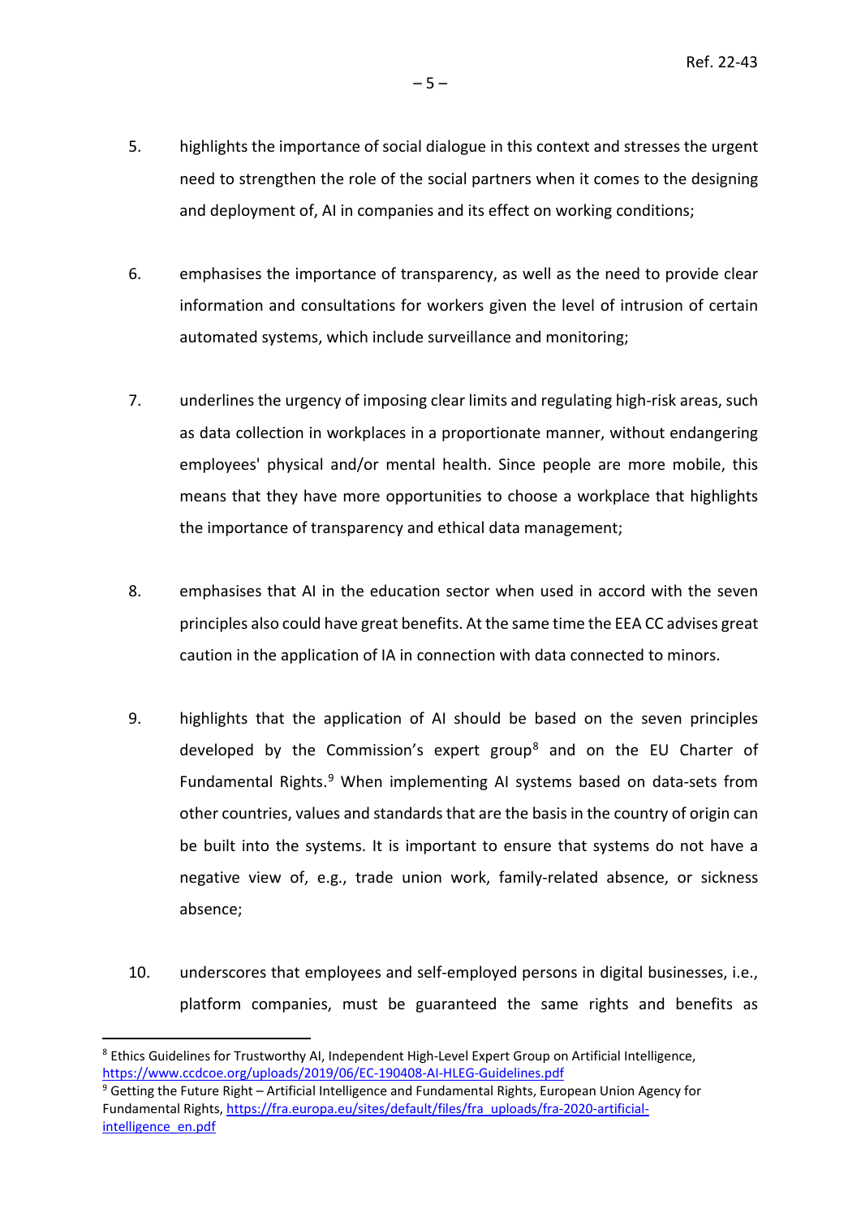5. highlights the importance of social dialogue in this context and stresses the urgent need to strengthen the role of the social partners when it comes to the designing and deployment of, AI in companies and its effect on working conditions;

6. emphasises the importance of transparency, as well as the need to provide clear information and consultations for workers given the level of intrusion of certain automated systems, which include surveillance and monitoring;

7. underlines the urgency of imposing clear limits and regulating high-risk areas, such as data collection in workplaces in a proportionate manner, without endangering employees' physical and/or mental health. Since people are more mobile, this means that they have more opportunities to choose a workplace that highlights the importance of transparency and ethical data management;

8. emphasises that AI in the education sector when used in accord with the seven principles also could have great benefits. At the same time the EEA CC advises great caution in the application of IA in connection with data connected to minors.

9. highlights that the application of AI should be based on the seven principles developed by the Commission's expert group[8] and on the EU Charter of Fundamental Rights.[9] When implementing AI systems based on data-sets from other countries, values and standards that are the basis in the country of origin can be built into the systems. It is important to ensure that systems do not have a negative view of, e.g., trade union work, family-related absence, or sickness absence;

10. underscores that employees and self-employed persons in digital businesses, i.e., platform companies, must be guaranteed the same rights and benefits as

---

[8] Ethics Guidelines for Trustworthy AI, Independent High-Level Expert Group on Artificial Intelligence, https://www.ccdcoe.org/uploads/2019/06/EC-190408-AI-HLEG-Guidelines.pdf

[9] Getting the Future Right – Artificial Intelligence and Fundamental Rights, European Union Agency for Fundamental Rights, https://fra.europa.eu/sites/default/files/fra_uploads/fra-2020-artificial-intelligence_en.pdf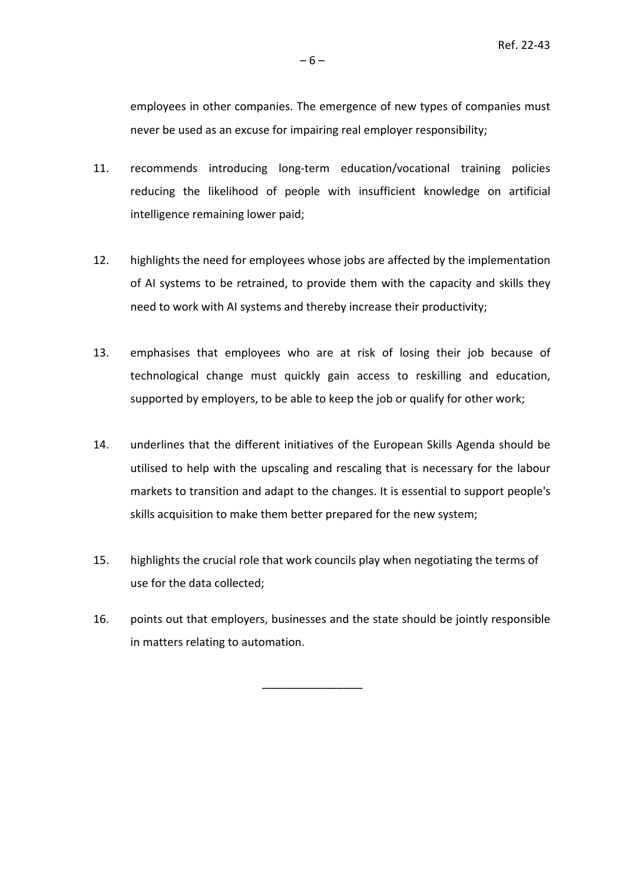employees in other companies. The emergence of new types of companies must never be used as an excuse for impairing real employer responsibility;

11. recommends introducing long-term education/vocational training policies reducing the likelihood of people with insufficient knowledge on artificial intelligence remaining lower paid;

12. highlights the need for employees whose jobs are affected by the implementation of AI systems to be retrained, to provide them with the capacity and skills they need to work with AI systems and thereby increase their productivity;

13. emphasises that employees who are at risk of losing their job because of technological change must quickly gain access to reskilling and education, supported by employers, to be able to keep the job or qualify for other work;

14. underlines that the different initiatives of the European Skills Agenda should be utilised to help with the upscaling and rescaling that is necessary for the labour markets to transition and adapt to the changes. It is essential to support people's skills acquisition to make them better prepared for the new system;

15. highlights the crucial role that work councils play when negotiating the terms of use for the data collected;

16. points out that employers, businesses and the state should be jointly responsible in matters relating to automation.

_______________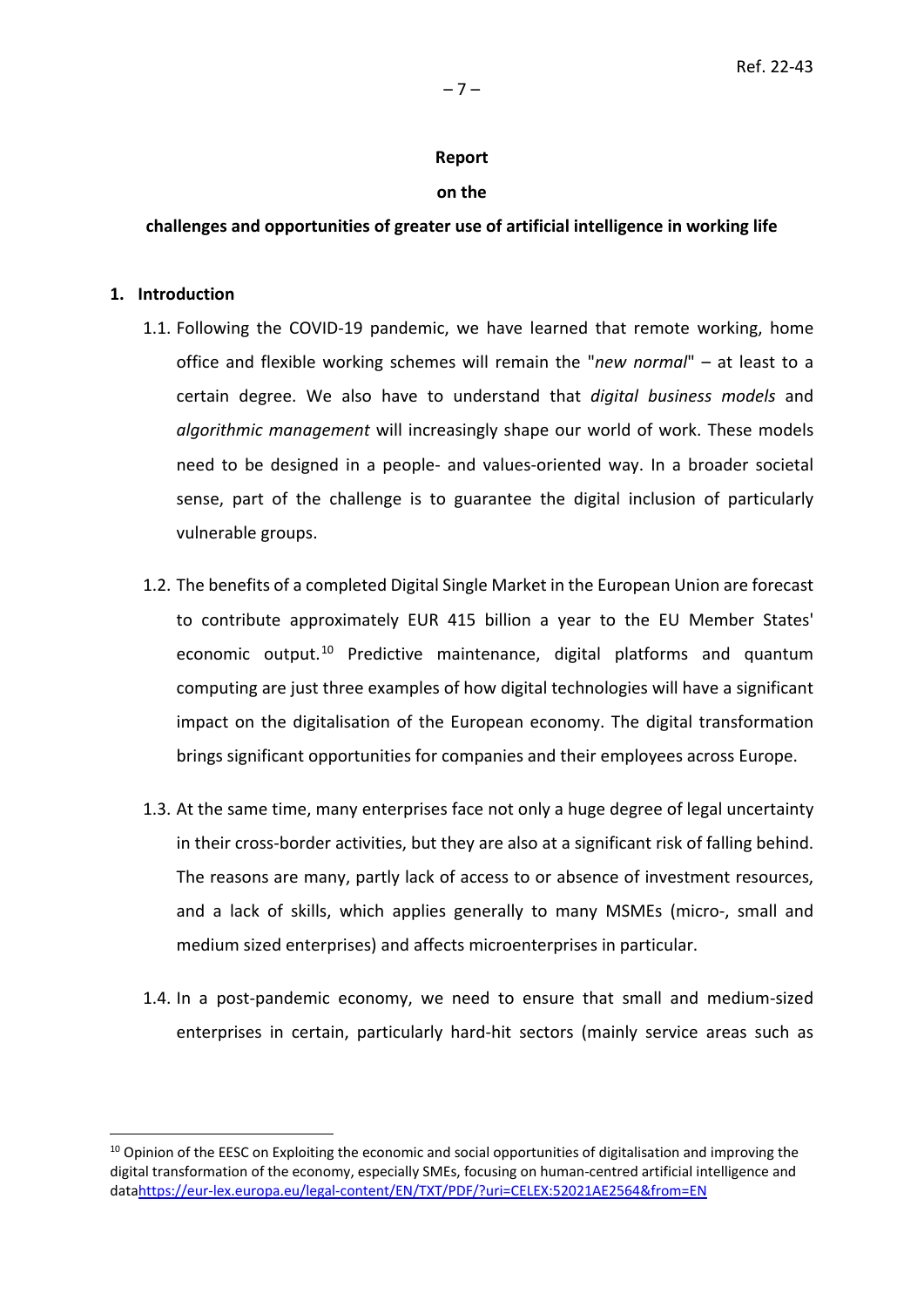**Report**

**on the**

**challenges and opportunities of greater use of artificial intelligence in working life**

## 1. Introduction

1.1. Following the COVID-19 pandemic, we have learned that remote working, home office and flexible working schemes will remain the "*new normal*" – at least to a certain degree. We also have to understand that *digital business models* and *algorithmic management* will increasingly shape our world of work. These models need to be designed in a people- and values-oriented way. In a broader societal sense, part of the challenge is to guarantee the digital inclusion of particularly vulnerable groups.

1.2. The benefits of a completed Digital Single Market in the European Union are forecast to contribute approximately EUR 415 billion a year to the EU Member States' economic output.[10] Predictive maintenance, digital platforms and quantum computing are just three examples of how digital technologies will have a significant impact on the digitalisation of the European economy. The digital transformation brings significant opportunities for companies and their employees across Europe.

1.3. At the same time, many enterprises face not only a huge degree of legal uncertainty in their cross-border activities, but they are also at a significant risk of falling behind. The reasons are many, partly lack of access to or absence of investment resources, and a lack of skills, which applies generally to many MSMEs (micro-, small and medium sized enterprises) and affects microenterprises in particular.

1.4. In a post-pandemic economy, we need to ensure that small and medium-sized enterprises in certain, particularly hard-hit sectors (mainly service areas such as

---

[10] Opinion of the EESC on Exploiting the economic and social opportunities of digitalisation and improving the digital transformation of the economy, especially SMEs, focusing on human-centred artificial intelligence and datahttps://eur-lex.europa.eu/legal-content/EN/TXT/PDF/?uri=CELEX:52021AE2564&from=EN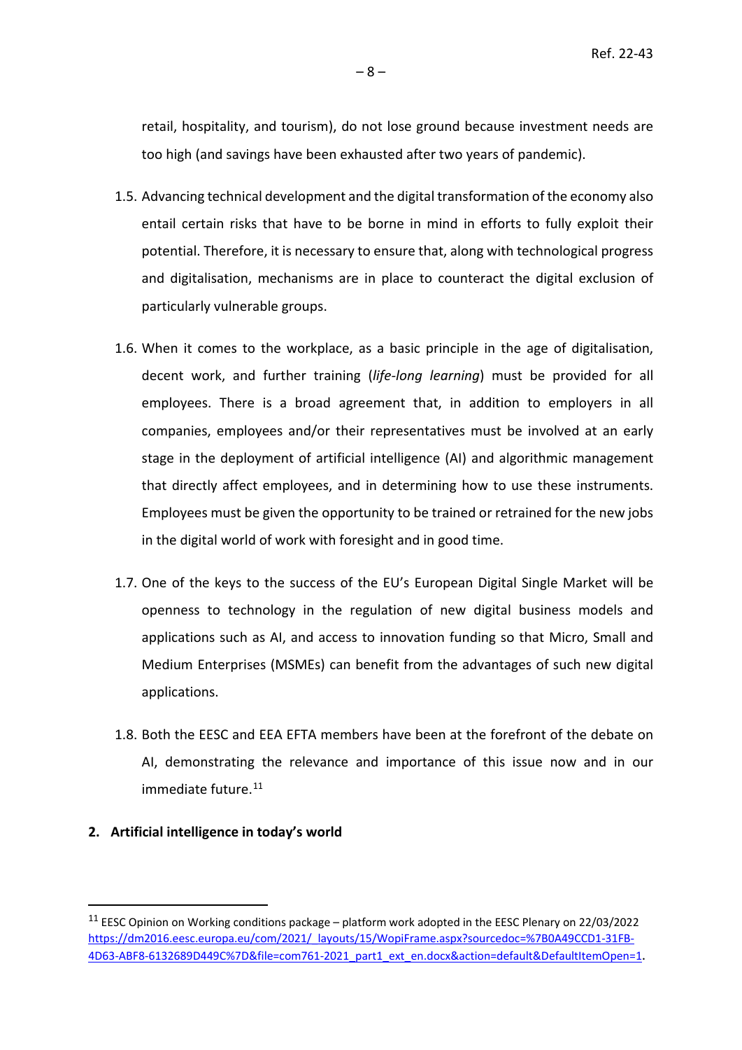retail, hospitality, and tourism), do not lose ground because investment needs are too high (and savings have been exhausted after two years of pandemic).

1.5. Advancing technical development and the digital transformation of the economy also entail certain risks that have to be borne in mind in efforts to fully exploit their potential. Therefore, it is necessary to ensure that, along with technological progress and digitalisation, mechanisms are in place to counteract the digital exclusion of particularly vulnerable groups.

1.6. When it comes to the workplace, as a basic principle in the age of digitalisation, decent work, and further training (*life-long learning*) must be provided for all employees. There is a broad agreement that, in addition to employers in all companies, employees and/or their representatives must be involved at an early stage in the deployment of artificial intelligence (AI) and algorithmic management that directly affect employees, and in determining how to use these instruments. Employees must be given the opportunity to be trained or retrained for the new jobs in the digital world of work with foresight and in good time.

1.7. One of the keys to the success of the EU's European Digital Single Market will be openness to technology in the regulation of new digital business models and applications such as AI, and access to innovation funding so that Micro, Small and Medium Enterprises (MSMEs) can benefit from the advantages of such new digital applications.

1.8. Both the EESC and EEA EFTA members have been at the forefront of the debate on AI, demonstrating the relevance and importance of this issue now and in our immediate future.[11]

## 2. Artificial intelligence in today's world

---

[11] EESC Opinion on Working conditions package – platform work adopted in the EESC Plenary on 22/03/2022 https://dm2016.eesc.europa.eu/com/2021/_layouts/15/WopiFrame.aspx?sourcedoc=%7B0A49CCD1-31FB-4D63-ABF8-6132689D449C%7D&file=com761-2021_part1_ext_en.docx&action=default&DefaultItemOpen=1.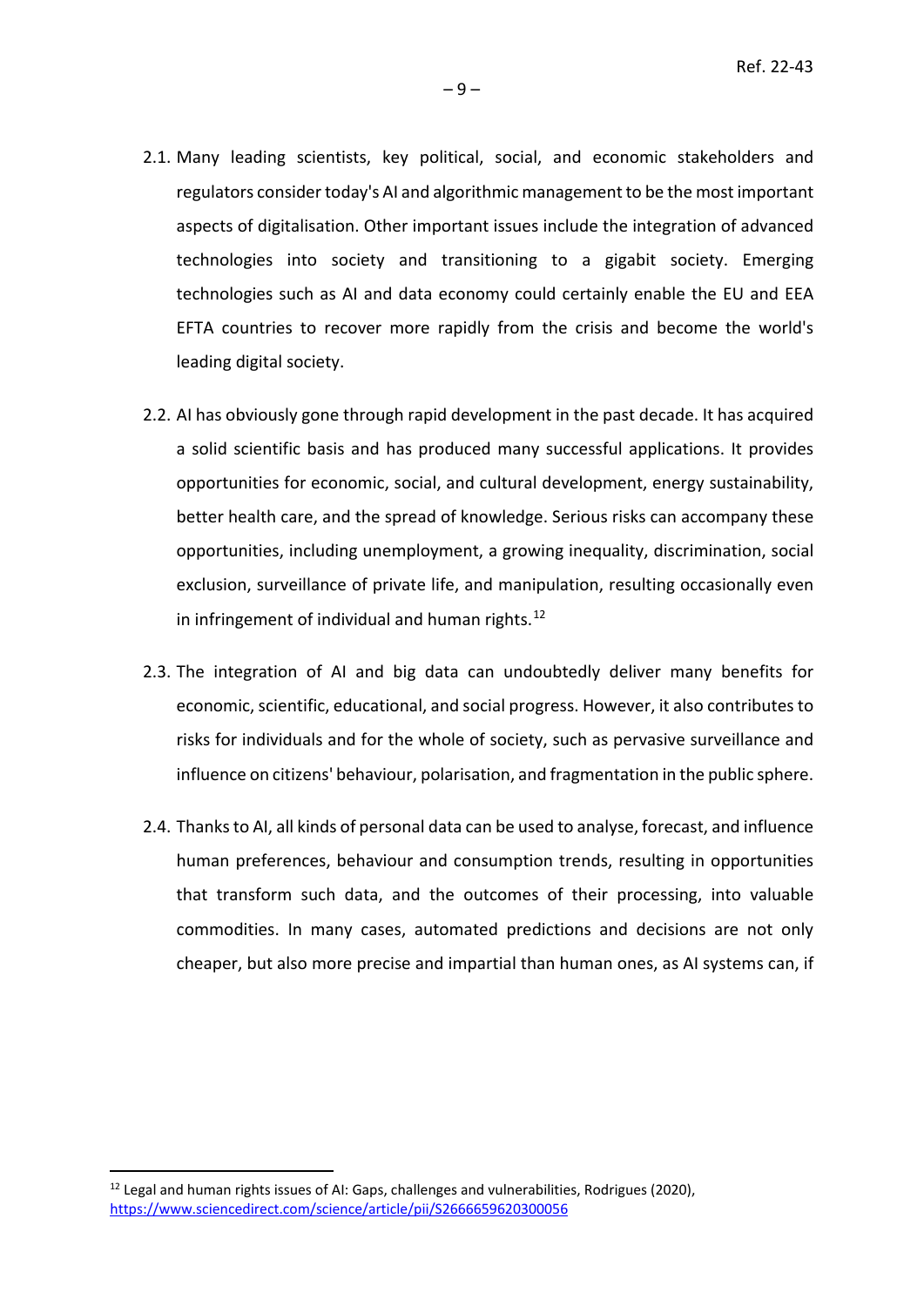2.1. Many leading scientists, key political, social, and economic stakeholders and regulators consider today's AI and algorithmic management to be the most important aspects of digitalisation. Other important issues include the integration of advanced technologies into society and transitioning to a gigabit society. Emerging technologies such as AI and data economy could certainly enable the EU and EEA EFTA countries to recover more rapidly from the crisis and become the world's leading digital society.

2.2. AI has obviously gone through rapid development in the past decade. It has acquired a solid scientific basis and has produced many successful applications. It provides opportunities for economic, social, and cultural development, energy sustainability, better health care, and the spread of knowledge. Serious risks can accompany these opportunities, including unemployment, a growing inequality, discrimination, social exclusion, surveillance of private life, and manipulation, resulting occasionally even in infringement of individual and human rights.[12]

2.3. The integration of AI and big data can undoubtedly deliver many benefits for economic, scientific, educational, and social progress. However, it also contributes to risks for individuals and for the whole of society, such as pervasive surveillance and influence on citizens' behaviour, polarisation, and fragmentation in the public sphere.

2.4. Thanks to AI, all kinds of personal data can be used to analyse, forecast, and influence human preferences, behaviour and consumption trends, resulting in opportunities that transform such data, and the outcomes of their processing, into valuable commodities. In many cases, automated predictions and decisions are not only cheaper, but also more precise and impartial than human ones, as AI systems can, if

[12] Legal and human rights issues of AI: Gaps, challenges and vulnerabilities, Rodrigues (2020), https://www.sciencedirect.com/science/article/pii/S2666659620300056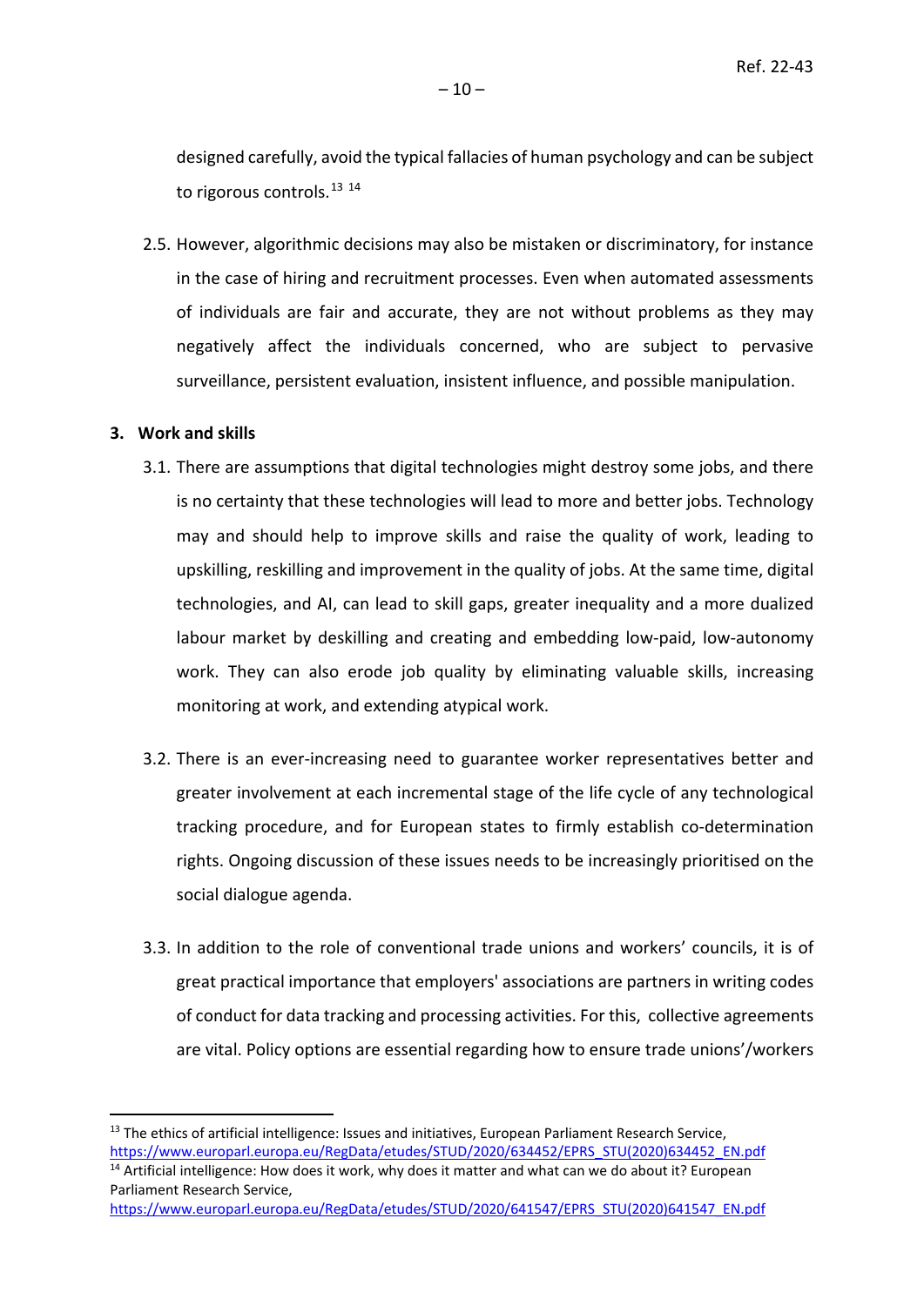designed carefully, avoid the typical fallacies of human psychology and can be subject to rigorous controls.[13] [14]

2.5. However, algorithmic decisions may also be mistaken or discriminatory, for instance in the case of hiring and recruitment processes. Even when automated assessments of individuals are fair and accurate, they are not without problems as they may negatively affect the individuals concerned, who are subject to pervasive surveillance, persistent evaluation, insistent influence, and possible manipulation.

## 3. Work and skills

3.1. There are assumptions that digital technologies might destroy some jobs, and there is no certainty that these technologies will lead to more and better jobs. Technology may and should help to improve skills and raise the quality of work, leading to upskilling, reskilling and improvement in the quality of jobs. At the same time, digital technologies, and AI, can lead to skill gaps, greater inequality and a more dualized labour market by deskilling and creating and embedding low-paid, low-autonomy work. They can also erode job quality by eliminating valuable skills, increasing monitoring at work, and extending atypical work.

3.2. There is an ever-increasing need to guarantee worker representatives better and greater involvement at each incremental stage of the life cycle of any technological tracking procedure, and for European states to firmly establish co-determination rights. Ongoing discussion of these issues needs to be increasingly prioritised on the social dialogue agenda.

3.3. In addition to the role of conventional trade unions and workers' councils, it is of great practical importance that employers' associations are partners in writing codes of conduct for data tracking and processing activities. For this, collective agreements are vital. Policy options are essential regarding how to ensure trade unions'/workers

---

[13] The ethics of artificial intelligence: Issues and initiatives, European Parliament Research Service, https://www.europarl.europa.eu/RegData/etudes/STUD/2020/634452/EPRS_STU(2020)634452_EN.pdf

[14] Artificial intelligence: How does it work, why does it matter and what can we do about it? European Parliament Research Service, https://www.europarl.europa.eu/RegData/etudes/STUD/2020/641547/EPRS_STU(2020)641547_EN.pdf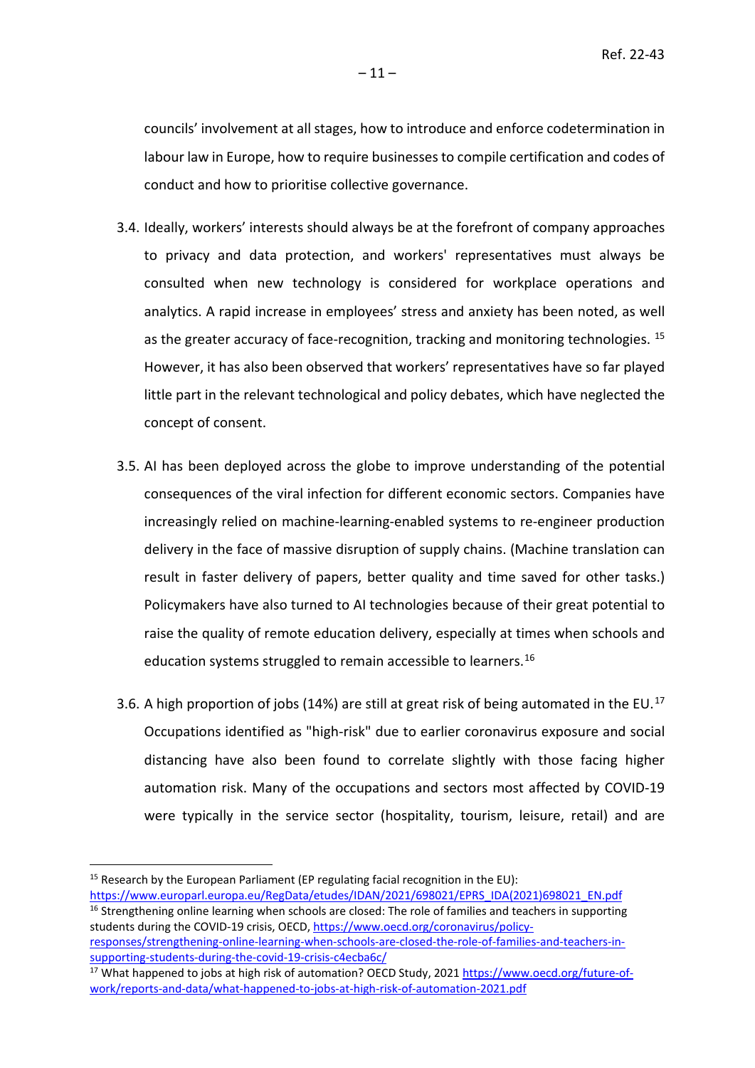councils' involvement at all stages, how to introduce and enforce codetermination in labour law in Europe, how to require businesses to compile certification and codes of conduct and how to prioritise collective governance.

3.4. Ideally, workers' interests should always be at the forefront of company approaches to privacy and data protection, and workers' representatives must always be consulted when new technology is considered for workplace operations and analytics. A rapid increase in employees' stress and anxiety has been noted, as well as the greater accuracy of face-recognition, tracking and monitoring technologies. [15] However, it has also been observed that workers' representatives have so far played little part in the relevant technological and policy debates, which have neglected the concept of consent.

3.5. AI has been deployed across the globe to improve understanding of the potential consequences of the viral infection for different economic sectors. Companies have increasingly relied on machine-learning-enabled systems to re-engineer production delivery in the face of massive disruption of supply chains. (Machine translation can result in faster delivery of papers, better quality and time saved for other tasks.) Policymakers have also turned to AI technologies because of their great potential to raise the quality of remote education delivery, especially at times when schools and education systems struggled to remain accessible to learners.[16]

3.6. A high proportion of jobs (14%) are still at great risk of being automated in the EU.[17] Occupations identified as "high-risk" due to earlier coronavirus exposure and social distancing have also been found to correlate slightly with those facing higher automation risk. Many of the occupations and sectors most affected by COVID-19 were typically in the service sector (hospitality, tourism, leisure, retail) and are

---

[15] Research by the European Parliament (EP regulating facial recognition in the EU): https://www.europarl.europa.eu/RegData/etudes/IDAN/2021/698021/EPRS_IDA(2021)698021_EN.pdf

[16] Strengthening online learning when schools are closed: The role of families and teachers in supporting students during the COVID-19 crisis, OECD, https://www.oecd.org/coronavirus/policy-responses/strengthening-online-learning-when-schools-are-closed-the-role-of-families-and-teachers-in-supporting-students-during-the-covid-19-crisis-c4ecba6c/

[17] What happened to jobs at high risk of automation? OECD Study, 2021 https://www.oecd.org/future-of-work/reports-and-data/what-happened-to-jobs-at-high-risk-of-automation-2021.pdf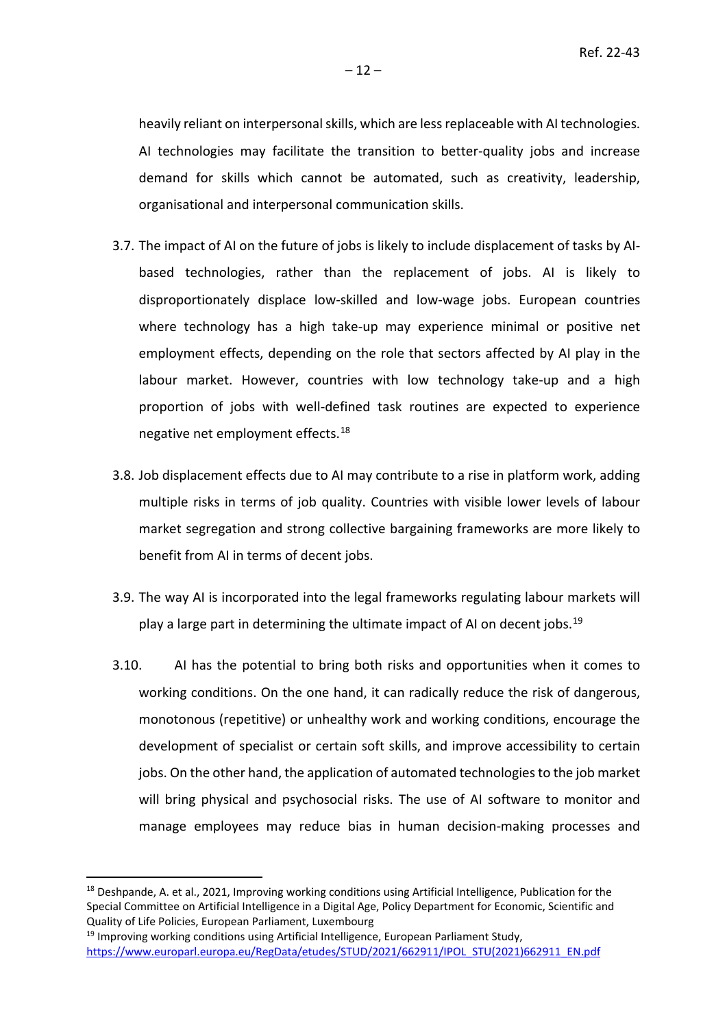heavily reliant on interpersonal skills, which are less replaceable with AI technologies. AI technologies may facilitate the transition to better-quality jobs and increase demand for skills which cannot be automated, such as creativity, leadership, organisational and interpersonal communication skills.

3.7. The impact of AI on the future of jobs is likely to include displacement of tasks by AI-based technologies, rather than the replacement of jobs. AI is likely to disproportionately displace low-skilled and low-wage jobs. European countries where technology has a high take-up may experience minimal or positive net employment effects, depending on the role that sectors affected by AI play in the labour market. However, countries with low technology take-up and a high proportion of jobs with well-defined task routines are expected to experience negative net employment effects.[18]

3.8. Job displacement effects due to AI may contribute to a rise in platform work, adding multiple risks in terms of job quality. Countries with visible lower levels of labour market segregation and strong collective bargaining frameworks are more likely to benefit from AI in terms of decent jobs.

3.9. The way AI is incorporated into the legal frameworks regulating labour markets will play a large part in determining the ultimate impact of AI on decent jobs.[19]

3.10. AI has the potential to bring both risks and opportunities when it comes to working conditions. On the one hand, it can radically reduce the risk of dangerous, monotonous (repetitive) or unhealthy work and working conditions, encourage the development of specialist or certain soft skills, and improve accessibility to certain jobs. On the other hand, the application of automated technologies to the job market will bring physical and psychosocial risks. The use of AI software to monitor and manage employees may reduce bias in human decision-making processes and

---

[18] Deshpande, A. et al., 2021, Improving working conditions using Artificial Intelligence, Publication for the Special Committee on Artificial Intelligence in a Digital Age, Policy Department for Economic, Scientific and Quality of Life Policies, European Parliament, Luxembourg

[19] Improving working conditions using Artificial Intelligence, European Parliament Study, https://www.europarl.europa.eu/RegData/etudes/STUD/2021/662911/IPOL_STU(2021)662911_EN.pdf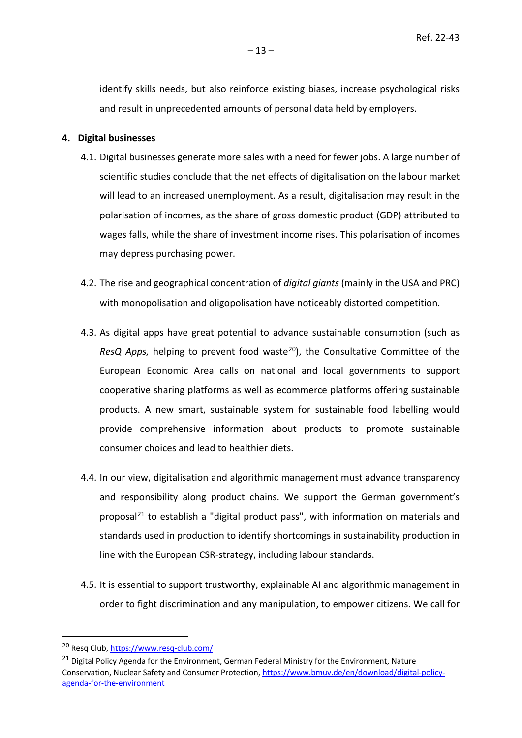identify skills needs, but also reinforce existing biases, increase psychological risks and result in unprecedented amounts of personal data held by employers.

## 4. Digital businesses

4.1. Digital businesses generate more sales with a need for fewer jobs. A large number of scientific studies conclude that the net effects of digitalisation on the labour market will lead to an increased unemployment. As a result, digitalisation may result in the polarisation of incomes, as the share of gross domestic product (GDP) attributed to wages falls, while the share of investment income rises. This polarisation of incomes may depress purchasing power.

4.2. The rise and geographical concentration of *digital giants* (mainly in the USA and PRC) with monopolisation and oligopolisation have noticeably distorted competition.

4.3. As digital apps have great potential to advance sustainable consumption (such as *ResQ Apps,* helping to prevent food waste[20]), the Consultative Committee of the European Economic Area calls on national and local governments to support cooperative sharing platforms as well as ecommerce platforms offering sustainable products. A new smart, sustainable system for sustainable food labelling would provide comprehensive information about products to promote sustainable consumer choices and lead to healthier diets.

4.4. In our view, digitalisation and algorithmic management must advance transparency and responsibility along product chains. We support the German government's proposal[21] to establish a "digital product pass", with information on materials and standards used in production to identify shortcomings in sustainability production in line with the European CSR-strategy, including labour standards.

4.5. It is essential to support trustworthy, explainable AI and algorithmic management in order to fight discrimination and any manipulation, to empower citizens. We call for

---

[20] Resq Club, https://www.resq-club.com/

[21] Digital Policy Agenda for the Environment, German Federal Ministry for the Environment, Nature Conservation, Nuclear Safety and Consumer Protection, https://www.bmuv.de/en/download/digital-policy-agenda-for-the-environment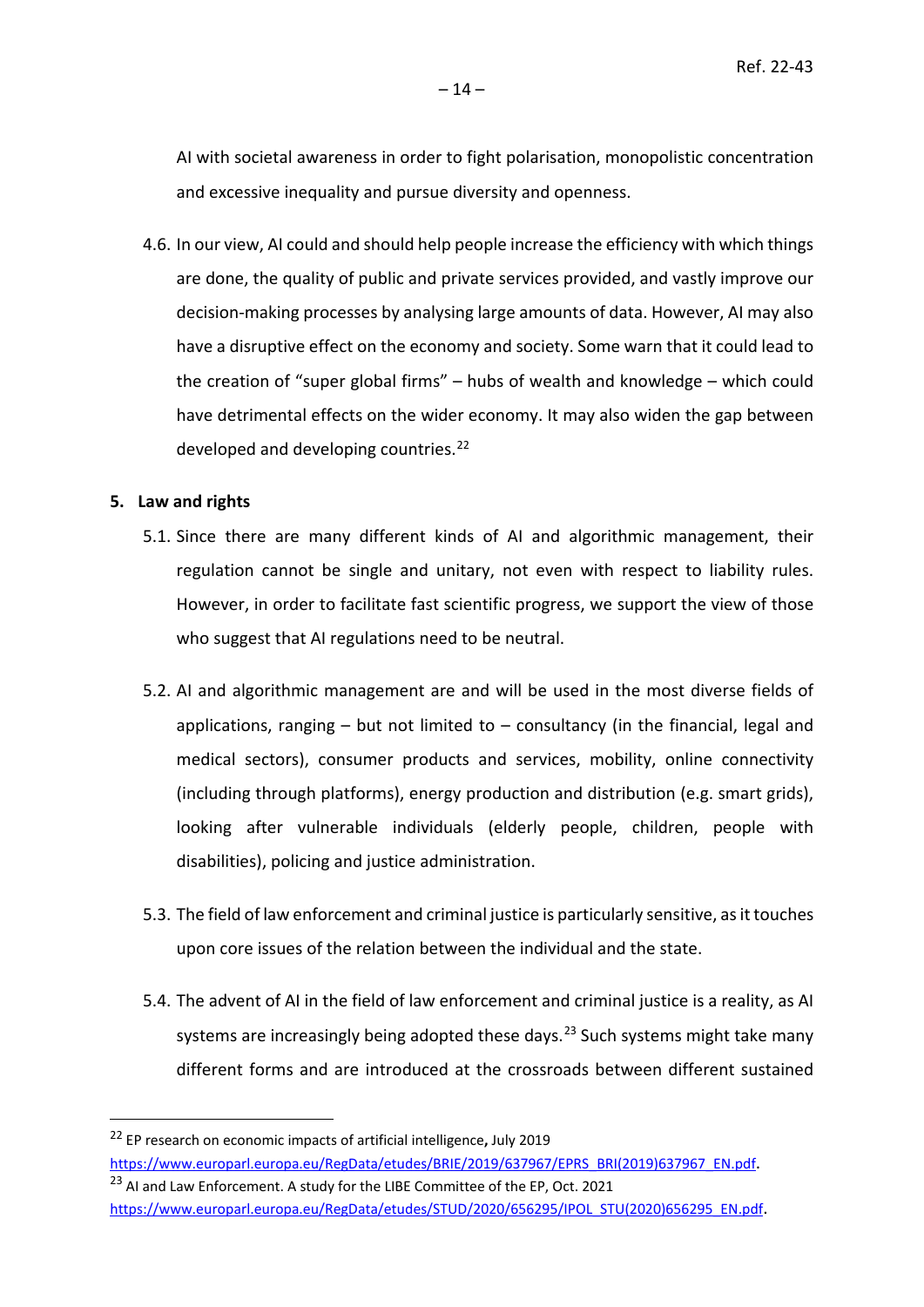AI with societal awareness in order to fight polarisation, monopolistic concentration and excessive inequality and pursue diversity and openness.

4.6. In our view, AI could and should help people increase the efficiency with which things are done, the quality of public and private services provided, and vastly improve our decision-making processes by analysing large amounts of data. However, AI may also have a disruptive effect on the economy and society. Some warn that it could lead to the creation of "super global firms" – hubs of wealth and knowledge – which could have detrimental effects on the wider economy. It may also widen the gap between developed and developing countries.[22]

## 5. Law and rights

5.1. Since there are many different kinds of AI and algorithmic management, their regulation cannot be single and unitary, not even with respect to liability rules. However, in order to facilitate fast scientific progress, we support the view of those who suggest that AI regulations need to be neutral.

5.2. AI and algorithmic management are and will be used in the most diverse fields of applications, ranging – but not limited to – consultancy (in the financial, legal and medical sectors), consumer products and services, mobility, online connectivity (including through platforms), energy production and distribution (e.g. smart grids), looking after vulnerable individuals (elderly people, children, people with disabilities), policing and justice administration.

5.3. The field of law enforcement and criminal justice is particularly sensitive, as it touches upon core issues of the relation between the individual and the state.

5.4. The advent of AI in the field of law enforcement and criminal justice is a reality, as AI systems are increasingly being adopted these days.[23] Such systems might take many different forms and are introduced at the crossroads between different sustained

---

[22] EP research on economic impacts of artificial intelligence**,** July 2019 https://www.europarl.europa.eu/RegData/etudes/BRIE/2019/637967/EPRS_BRI(2019)637967_EN.pdf.

[23] AI and Law Enforcement. A study for the LIBE Committee of the EP, Oct. 2021 https://www.europarl.europa.eu/RegData/etudes/STUD/2020/656295/IPOL_STU(2020)656295_EN.pdf.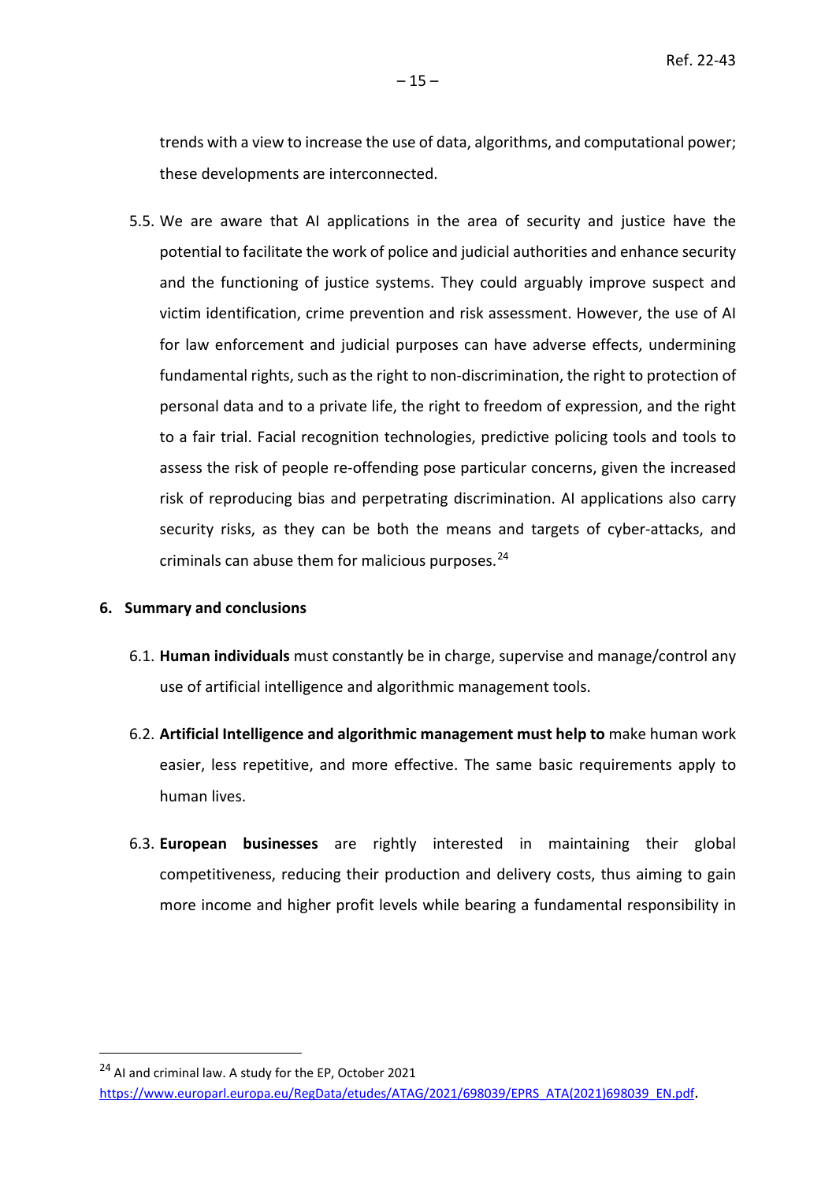trends with a view to increase the use of data, algorithms, and computational power; these developments are interconnected.

5.5. We are aware that AI applications in the area of security and justice have the potential to facilitate the work of police and judicial authorities and enhance security and the functioning of justice systems. They could arguably improve suspect and victim identification, crime prevention and risk assessment. However, the use of AI for law enforcement and judicial purposes can have adverse effects, undermining fundamental rights, such as the right to non-discrimination, the right to protection of personal data and to a private life, the right to freedom of expression, and the right to a fair trial. Facial recognition technologies, predictive policing tools and tools to assess the risk of people re-offending pose particular concerns, given the increased risk of reproducing bias and perpetrating discrimination. AI applications also carry security risks, as they can be both the means and targets of cyber-attacks, and criminals can abuse them for malicious purposes.[24]

## 6. Summary and conclusions

6.1. **Human individuals** must constantly be in charge, supervise and manage/control any use of artificial intelligence and algorithmic management tools.

6.2. **Artificial Intelligence and algorithmic management must help to** make human work easier, less repetitive, and more effective. The same basic requirements apply to human lives.

6.3. **European businesses** are rightly interested in maintaining their global competitiveness, reducing their production and delivery costs, thus aiming to gain more income and higher profit levels while bearing a fundamental responsibility in

---

[24] AI and criminal law. A study for the EP, October 2021 https://www.europarl.europa.eu/RegData/etudes/ATAG/2021/698039/EPRS_ATA(2021)698039_EN.pdf.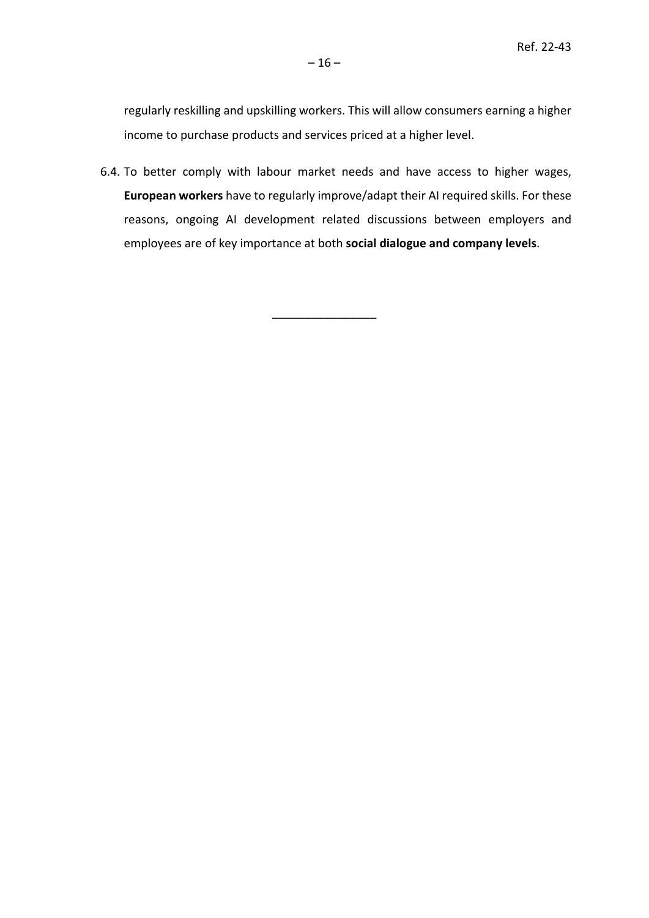regularly reskilling and upskilling workers. This will allow consumers earning a higher income to purchase products and services priced at a higher level.

6.4. To better comply with labour market needs and have access to higher wages, **European workers** have to regularly improve/adapt their AI required skills. For these reasons, ongoing AI development related discussions between employers and employees are of key importance at both **social dialogue and company levels**.

_______________